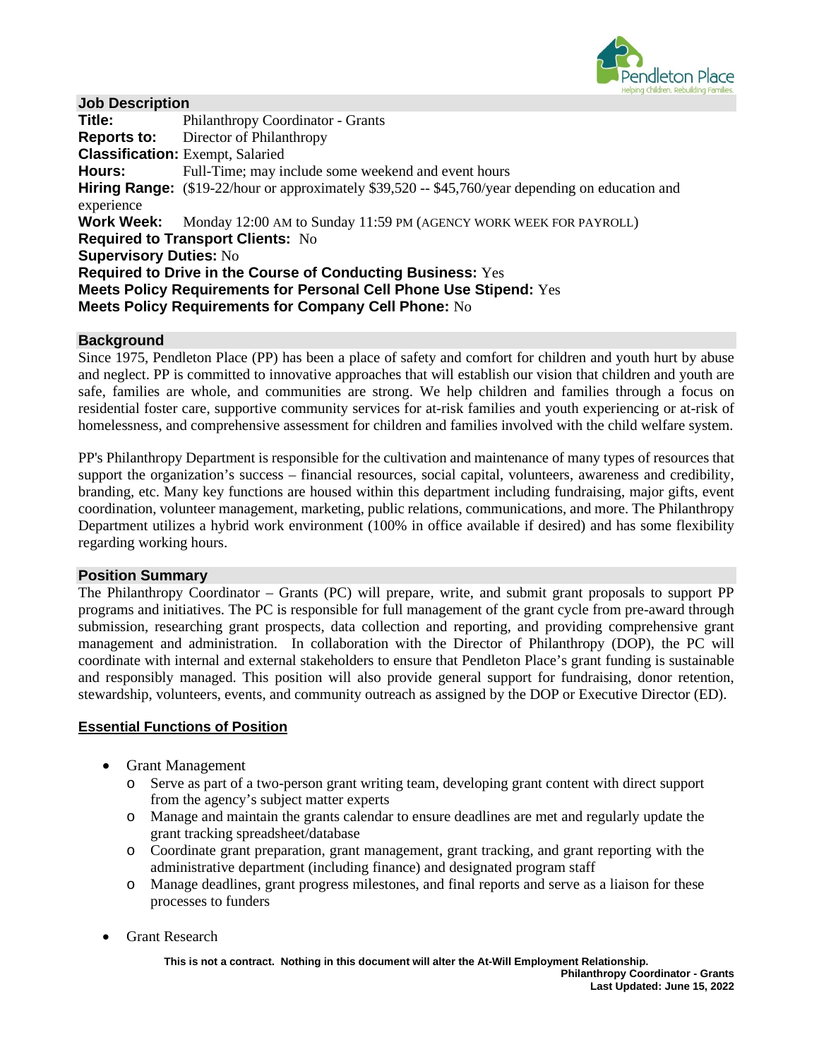## Job Description

**Title:** Philanthropy Coordinator - Grants
**Reports to:** Director of Philanthropy
**Classification:** Exempt, Salaried
**Hours:** Full-Time; may include some weekend and event hours
**Hiring Range:** ($19-22/hour or approximately $39,520 -- $45,760/year depending on education and experience
**Work Week:** Monday 12:00 AM to Sunday 11:59 PM (AGENCY WORK WEEK FOR PAYROLL)
**Required to Transport Clients:** No
**Supervisory Duties:** No
**Required to Drive in the Course of Conducting Business:** Yes
**Meets Policy Requirements for Personal Cell Phone Use Stipend:** Yes
**Meets Policy Requirements for Company Cell Phone:** No

## Background

Since 1975, Pendleton Place (PP) has been a place of safety and comfort for children and youth hurt by abuse and neglect. PP is committed to innovative approaches that will establish our vision that children and youth are safe, families are whole, and communities are strong. We help children and families through a focus on residential foster care, supportive community services for at-risk families and youth experiencing or at-risk of homelessness, and comprehensive assessment for children and families involved with the child welfare system.

PP's Philanthropy Department is responsible for the cultivation and maintenance of many types of resources that support the organization's success – financial resources, social capital, volunteers, awareness and credibility, branding, etc. Many key functions are housed within this department including fundraising, major gifts, event coordination, volunteer management, marketing, public relations, communications, and more. The Philanthropy Department utilizes a hybrid work environment (100% in office available if desired) and has some flexibility regarding working hours.

## Position Summary

The Philanthropy Coordinator – Grants (PC) will prepare, write, and submit grant proposals to support PP programs and initiatives. The PC is responsible for full management of the grant cycle from pre-award through submission, researching grant prospects, data collection and reporting, and providing comprehensive grant management and administration. In collaboration with the Director of Philanthropy (DOP), the PC will coordinate with internal and external stakeholders to ensure that Pendleton Place's grant funding is sustainable and responsibly managed. This position will also provide general support for fundraising, donor retention, stewardship, volunteers, events, and community outreach as assigned by the DOP or Executive Director (ED).

## Essential Functions of Position

- Grant Management
  - Serve as part of a two-person grant writing team, developing grant content with direct support from the agency's subject matter experts
  - Manage and maintain the grants calendar to ensure deadlines are met and regularly update the grant tracking spreadsheet/database
  - Coordinate grant preparation, grant management, grant tracking, and grant reporting with the administrative department (including finance) and designated program staff
  - Manage deadlines, grant progress milestones, and final reports and serve as a liaison for these processes to funders
- Grant Research

This is not a contract. Nothing in this document will alter the At-Will Employment Relationship.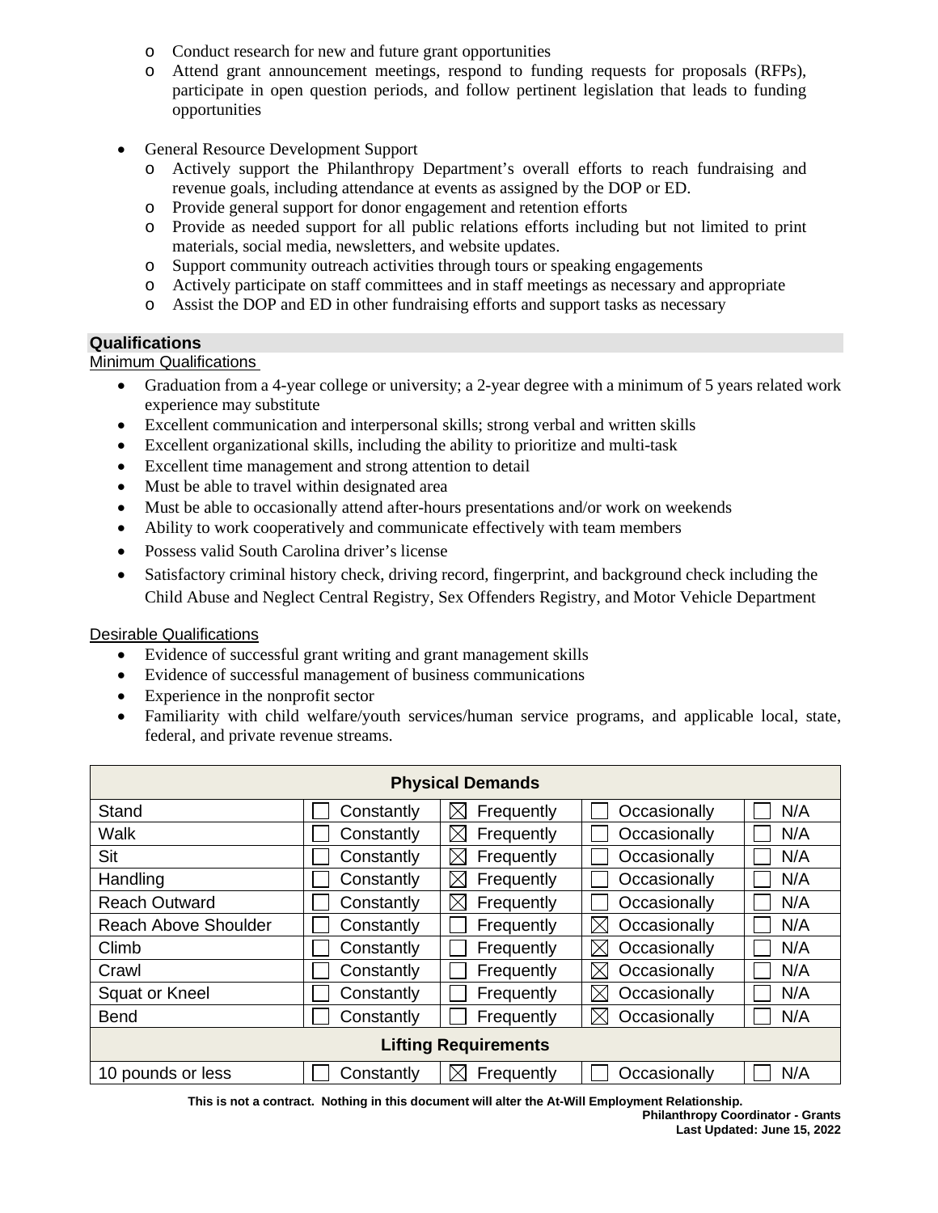- Conduct research for new and future grant opportunities
- Attend grant announcement meetings, respond to funding requests for proposals (RFPs), participate in open question periods, and follow pertinent legislation that leads to funding opportunities

- General Resource Development Support
  - Actively support the Philanthropy Department's overall efforts to reach fundraising and revenue goals, including attendance at events as assigned by the DOP or ED.
  - Provide general support for donor engagement and retention efforts
  - Provide as needed support for all public relations efforts including but not limited to print materials, social media, newsletters, and website updates.
  - Support community outreach activities through tours or speaking engagements
  - Actively participate on staff committees and in staff meetings as necessary and appropriate
  - Assist the DOP and ED in other fundraising efforts and support tasks as necessary

## Qualifications

Minimum Qualifications

- Graduation from a 4-year college or university; a 2-year degree with a minimum of 5 years related work experience may substitute
- Excellent communication and interpersonal skills; strong verbal and written skills
- Excellent organizational skills, including the ability to prioritize and multi-task
- Excellent time management and strong attention to detail
- Must be able to travel within designated area
- Must be able to occasionally attend after-hours presentations and/or work on weekends
- Ability to work cooperatively and communicate effectively with team members
- Possess valid South Carolina driver's license
- Satisfactory criminal history check, driving record, fingerprint, and background check including the Child Abuse and Neglect Central Registry, Sex Offenders Registry, and Motor Vehicle Department

Desirable Qualifications

- Evidence of successful grant writing and grant management skills
- Evidence of successful management of business communications
- Experience in the nonprofit sector
- Familiarity with child welfare/youth services/human service programs, and applicable local, state, federal, and private revenue streams.

| Physical Demands | | | | |
|---|---|---|---|---|
| Stand | ☐ Constantly | ☒ Frequently | ☐ Occasionally | ☐ N/A |
| Walk | ☐ Constantly | ☒ Frequently | ☐ Occasionally | ☐ N/A |
| Sit | ☐ Constantly | ☒ Frequently | ☐ Occasionally | ☐ N/A |
| Handling | ☐ Constantly | ☒ Frequently | ☐ Occasionally | ☐ N/A |
| Reach Outward | ☐ Constantly | ☒ Frequently | ☐ Occasionally | ☐ N/A |
| Reach Above Shoulder | ☐ Constantly | ☐ Frequently | ☒ Occasionally | ☐ N/A |
| Climb | ☐ Constantly | ☐ Frequently | ☒ Occasionally | ☐ N/A |
| Crawl | ☐ Constantly | ☐ Frequently | ☒ Occasionally | ☐ N/A |
| Squat or Kneel | ☐ Constantly | ☐ Frequently | ☒ Occasionally | ☐ N/A |
| Bend | ☐ Constantly | ☐ Frequently | ☒ Occasionally | ☐ N/A |
| **Lifting Requirements** | | | | |
| 10 pounds or less | ☐ Constantly | ☒ Frequently | ☐ Occasionally | ☐ N/A |

**This is not a contract. Nothing in this document will alter the At-Will Employment Relationship.**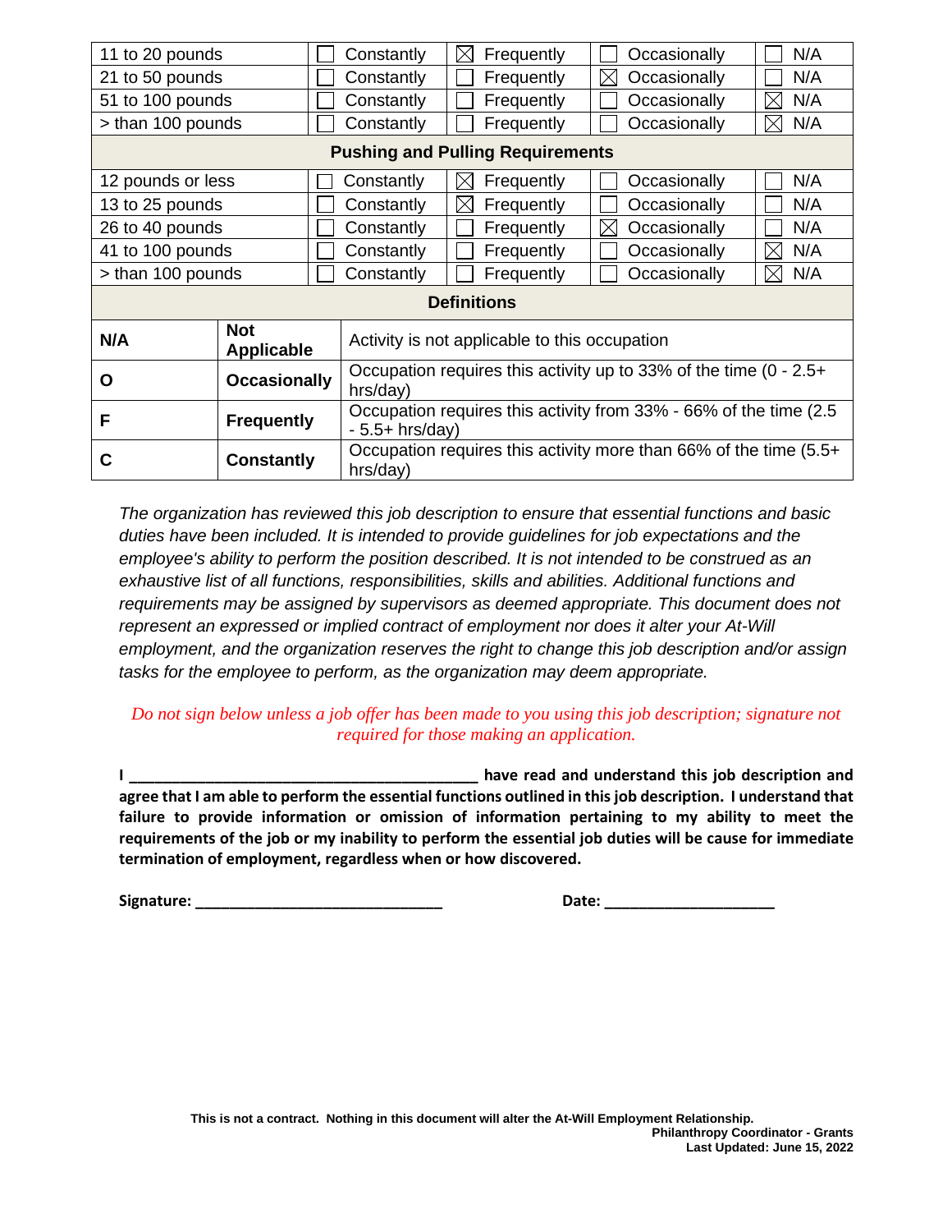| | | | | |
|---|---|---|---|---|
| 11 to 20 pounds | ☐ Constantly | ☒ Frequently | ☐ Occasionally | ☐ N/A |
| 21 to 50 pounds | ☐ Constantly | ☐ Frequently | ☒ Occasionally | ☐ N/A |
| 51 to 100 pounds | ☐ Constantly | ☐ Frequently | ☐ Occasionally | ☒ N/A |
| > than 100 pounds | ☐ Constantly | ☐ Frequently | ☐ Occasionally | ☒ N/A |
| **Pushing and Pulling Requirements** | | | | |
| 12 pounds or less | ☐ Constantly | ☒ Frequently | ☐ Occasionally | ☐ N/A |
| 13 to 25 pounds | ☐ Constantly | ☒ Frequently | ☐ Occasionally | ☐ N/A |
| 26 to 40 pounds | ☐ Constantly | ☐ Frequently | ☒ Occasionally | ☐ N/A |
| 41 to 100 pounds | ☐ Constantly | ☐ Frequently | ☐ Occasionally | ☒ N/A |
| > than 100 pounds | ☐ Constantly | ☐ Frequently | ☐ Occasionally | ☒ N/A |

**Definitions**

| | | |
|---|---|---|
| **N/A** | **Not Applicable** | Activity is not applicable to this occupation |
| **O** | **Occasionally** | Occupation requires this activity up to 33% of the time (0 - 2.5+ hrs/day) |
| **F** | **Frequently** | Occupation requires this activity from 33% - 66% of the time (2.5 - 5.5+ hrs/day) |
| **C** | **Constantly** | Occupation requires this activity more than 66% of the time (5.5+ hrs/day) |

*The organization has reviewed this job description to ensure that essential functions and basic duties have been included. It is intended to provide guidelines for job expectations and the employee's ability to perform the position described. It is not intended to be construed as an exhaustive list of all functions, responsibilities, skills and abilities. Additional functions and requirements may be assigned by supervisors as deemed appropriate. This document does not represent an expressed or implied contract of employment nor does it alter your At-Will employment, and the organization reserves the right to change this job description and/or assign tasks for the employee to perform, as the organization may deem appropriate.*

*Do not sign below unless a job offer has been made to you using this job description; signature not required for those making an application.*

**I ____________________________________________ have read and understand this job description and agree that I am able to perform the essential functions outlined in this job description. I understand that failure to provide information or omission of information pertaining to my ability to meet the requirements of the job or my inability to perform the essential job duties will be cause for immediate termination of employment, regardless when or how discovered.**

**Signature: _______________________________** **Date: _____________________**

**This is not a contract. Nothing in this document will alter the At-Will Employment Relationship.**